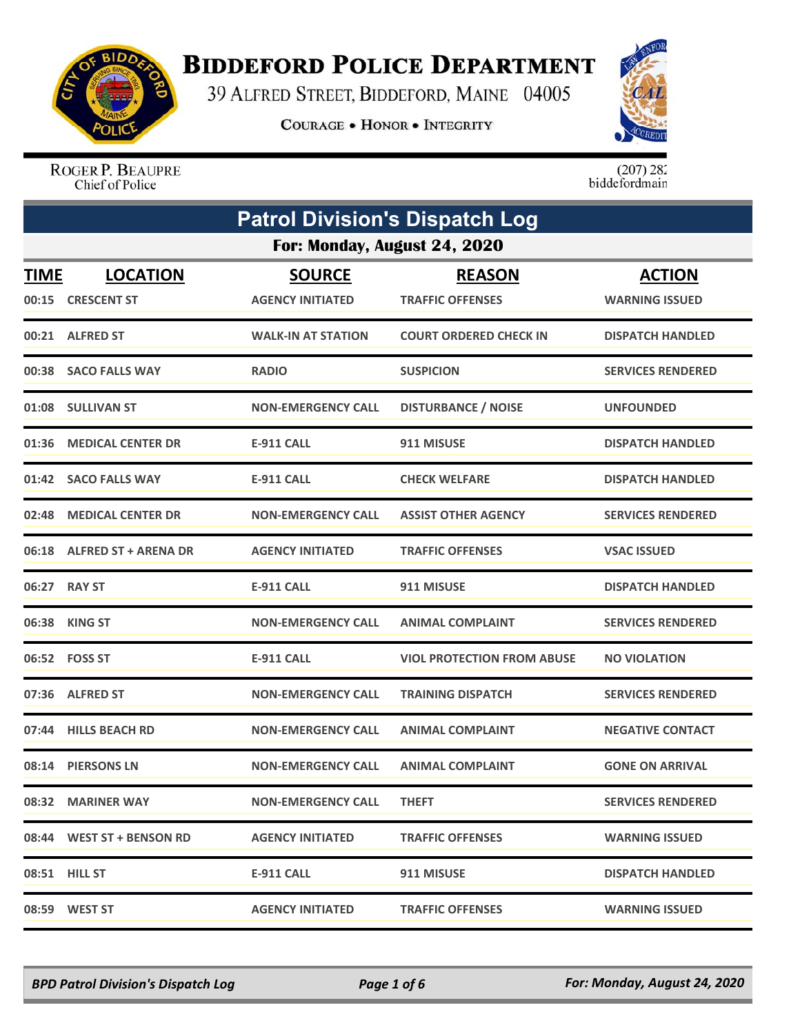# Biddeford Police Department

39 Alfred Street, Biddeford, Maine 04005

**Courage • Honor • Integrity**

Roger P. Beaupre
Chief of Police

(207) 282
biddefordmain

## Patrol Division's Dispatch Log

### For: Monday, August 24, 2020

| TIME | LOCATION | SOURCE | REASON | ACTION |
|---|---|---|---|---|
| 00:15 | CRESCENT ST | AGENCY INITIATED | TRAFFIC OFFENSES | WARNING ISSUED |
| 00:21 | ALFRED ST | WALK-IN AT STATION | COURT ORDERED CHECK IN | DISPATCH HANDLED |
| 00:38 | SACO FALLS WAY | RADIO | SUSPICION | SERVICES RENDERED |
| 01:08 | SULLIVAN ST | NON-EMERGENCY CALL | DISTURBANCE / NOISE | UNFOUNDED |
| 01:36 | MEDICAL CENTER DR | E-911 CALL | 911 MISUSE | DISPATCH HANDLED |
| 01:42 | SACO FALLS WAY | E-911 CALL | CHECK WELFARE | DISPATCH HANDLED |
| 02:48 | MEDICAL CENTER DR | NON-EMERGENCY CALL | ASSIST OTHER AGENCY | SERVICES RENDERED |
| 06:18 | ALFRED ST + ARENA DR | AGENCY INITIATED | TRAFFIC OFFENSES | VSAC ISSUED |
| 06:27 | RAY ST | E-911 CALL | 911 MISUSE | DISPATCH HANDLED |
| 06:38 | KING ST | NON-EMERGENCY CALL | ANIMAL COMPLAINT | SERVICES RENDERED |
| 06:52 | FOSS ST | E-911 CALL | VIOL PROTECTION FROM ABUSE | NO VIOLATION |
| 07:36 | ALFRED ST | NON-EMERGENCY CALL | TRAINING DISPATCH | SERVICES RENDERED |
| 07:44 | HILLS BEACH RD | NON-EMERGENCY CALL | ANIMAL COMPLAINT | NEGATIVE CONTACT |
| 08:14 | PIERSONS LN | NON-EMERGENCY CALL | ANIMAL COMPLAINT | GONE ON ARRIVAL |
| 08:32 | MARINER WAY | NON-EMERGENCY CALL | THEFT | SERVICES RENDERED |
| 08:44 | WEST ST + BENSON RD | AGENCY INITIATED | TRAFFIC OFFENSES | WARNING ISSUED |
| 08:51 | HILL ST | E-911 CALL | 911 MISUSE | DISPATCH HANDLED |
| 08:59 | WEST ST | AGENCY INITIATED | TRAFFIC OFFENSES | WARNING ISSUED |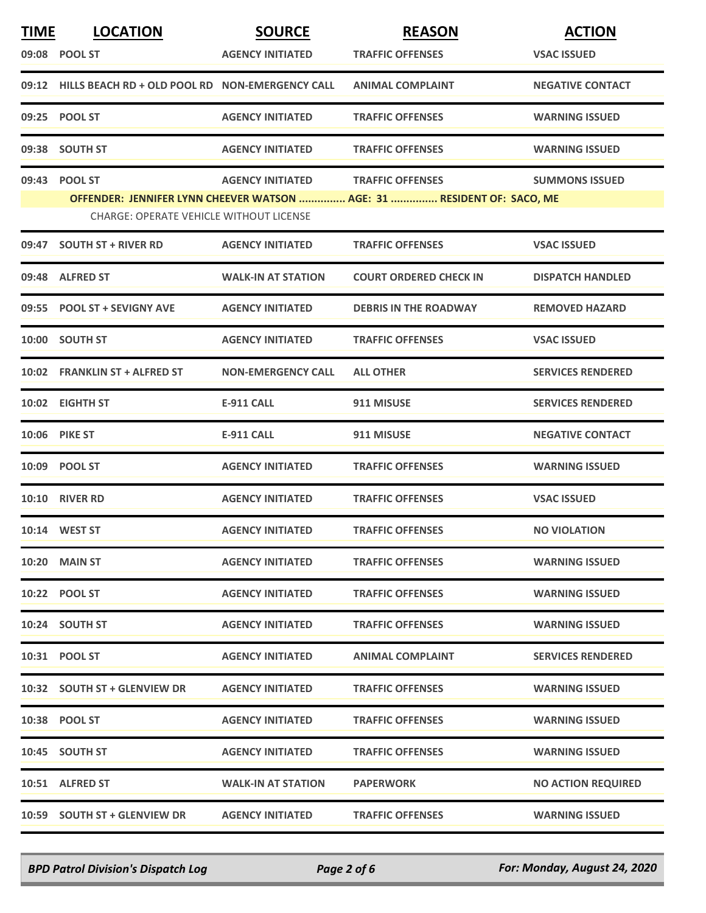| TIME | LOCATION | SOURCE | REASON | ACTION |
|---|---|---|---|---|
| 09:08 | POOL ST | AGENCY INITIATED | TRAFFIC OFFENSES | VSAC ISSUED |
| 09:12 | HILLS BEACH RD + OLD POOL RD | NON-EMERGENCY CALL | ANIMAL COMPLAINT | NEGATIVE CONTACT |
| 09:25 | POOL ST | AGENCY INITIATED | TRAFFIC OFFENSES | WARNING ISSUED |
| 09:38 | SOUTH ST | AGENCY INITIATED | TRAFFIC OFFENSES | WARNING ISSUED |
| 09:43 | POOL ST | AGENCY INITIATED | TRAFFIC OFFENSES | SUMMONS ISSUED |
| | OFFENDER: JENNIFER LYNN CHEEVER WATSON ............... AGE: 31 ............... RESIDENT OF: SACO, ME | | | |
| | CHARGE: OPERATE VEHICLE WITHOUT LICENSE | | | |
| 09:47 | SOUTH ST + RIVER RD | AGENCY INITIATED | TRAFFIC OFFENSES | VSAC ISSUED |
| 09:48 | ALFRED ST | WALK-IN AT STATION | COURT ORDERED CHECK IN | DISPATCH HANDLED |
| 09:55 | POOL ST + SEVIGNY AVE | AGENCY INITIATED | DEBRIS IN THE ROADWAY | REMOVED HAZARD |
| 10:00 | SOUTH ST | AGENCY INITIATED | TRAFFIC OFFENSES | VSAC ISSUED |
| 10:02 | FRANKLIN ST + ALFRED ST | NON-EMERGENCY CALL | ALL OTHER | SERVICES RENDERED |
| 10:02 | EIGHTH ST | E-911 CALL | 911 MISUSE | SERVICES RENDERED |
| 10:06 | PIKE ST | E-911 CALL | 911 MISUSE | NEGATIVE CONTACT |
| 10:09 | POOL ST | AGENCY INITIATED | TRAFFIC OFFENSES | WARNING ISSUED |
| 10:10 | RIVER RD | AGENCY INITIATED | TRAFFIC OFFENSES | VSAC ISSUED |
| 10:14 | WEST ST | AGENCY INITIATED | TRAFFIC OFFENSES | NO VIOLATION |
| 10:20 | MAIN ST | AGENCY INITIATED | TRAFFIC OFFENSES | WARNING ISSUED |
| 10:22 | POOL ST | AGENCY INITIATED | TRAFFIC OFFENSES | WARNING ISSUED |
| 10:24 | SOUTH ST | AGENCY INITIATED | TRAFFIC OFFENSES | WARNING ISSUED |
| 10:31 | POOL ST | AGENCY INITIATED | ANIMAL COMPLAINT | SERVICES RENDERED |
| 10:32 | SOUTH ST + GLENVIEW DR | AGENCY INITIATED | TRAFFIC OFFENSES | WARNING ISSUED |
| 10:38 | POOL ST | AGENCY INITIATED | TRAFFIC OFFENSES | WARNING ISSUED |
| 10:45 | SOUTH ST | AGENCY INITIATED | TRAFFIC OFFENSES | WARNING ISSUED |
| 10:51 | ALFRED ST | WALK-IN AT STATION | PAPERWORK | NO ACTION REQUIRED |
| 10:59 | SOUTH ST + GLENVIEW DR | AGENCY INITIATED | TRAFFIC OFFENSES | WARNING ISSUED |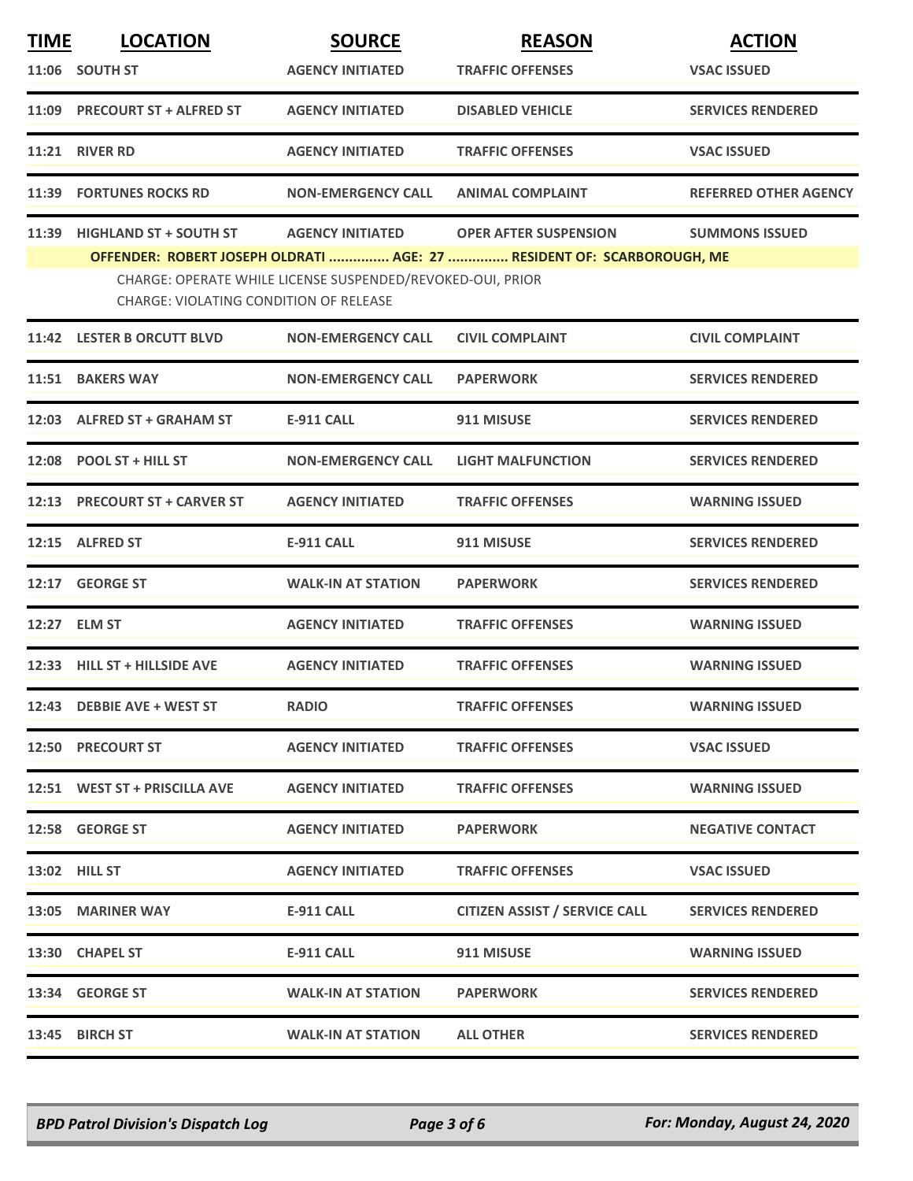| TIME | LOCATION | SOURCE | REASON | ACTION |
|---|---|---|---|---|
| 11:06 | SOUTH ST | AGENCY INITIATED | TRAFFIC OFFENSES | VSAC ISSUED |
| 11:09 | PRECOURT ST + ALFRED ST | AGENCY INITIATED | DISABLED VEHICLE | SERVICES RENDERED |
| 11:21 | RIVER RD | AGENCY INITIATED | TRAFFIC OFFENSES | VSAC ISSUED |
| 11:39 | FORTUNES ROCKS RD | NON-EMERGENCY CALL | ANIMAL COMPLAINT | REFERRED OTHER AGENCY |
| 11:39 | HIGHLAND ST + SOUTH ST | AGENCY INITIATED | OPER AFTER SUSPENSION | SUMMONS ISSUED |

**OFFENDER: ROBERT JOSEPH OLDRATI ............... AGE: 27 ............... RESIDENT OF: SCARBOROUGH, ME**

CHARGE: OPERATE WHILE LICENSE SUSPENDED/REVOKED-OUI, PRIOR
CHARGE: VIOLATING CONDITION OF RELEASE

| TIME | LOCATION | SOURCE | REASON | ACTION |
|---|---|---|---|---|
| 11:42 | LESTER B ORCUTT BLVD | NON-EMERGENCY CALL | CIVIL COMPLAINT | CIVIL COMPLAINT |
| 11:51 | BAKERS WAY | NON-EMERGENCY CALL | PAPERWORK | SERVICES RENDERED |
| 12:03 | ALFRED ST + GRAHAM ST | E-911 CALL | 911 MISUSE | SERVICES RENDERED |
| 12:08 | POOL ST + HILL ST | NON-EMERGENCY CALL | LIGHT MALFUNCTION | SERVICES RENDERED |
| 12:13 | PRECOURT ST + CARVER ST | AGENCY INITIATED | TRAFFIC OFFENSES | WARNING ISSUED |
| 12:15 | ALFRED ST | E-911 CALL | 911 MISUSE | SERVICES RENDERED |
| 12:17 | GEORGE ST | WALK-IN AT STATION | PAPERWORK | SERVICES RENDERED |
| 12:27 | ELM ST | AGENCY INITIATED | TRAFFIC OFFENSES | WARNING ISSUED |
| 12:33 | HILL ST + HILLSIDE AVE | AGENCY INITIATED | TRAFFIC OFFENSES | WARNING ISSUED |
| 12:43 | DEBBIE AVE + WEST ST | RADIO | TRAFFIC OFFENSES | WARNING ISSUED |
| 12:50 | PRECOURT ST | AGENCY INITIATED | TRAFFIC OFFENSES | VSAC ISSUED |
| 12:51 | WEST ST + PRISCILLA AVE | AGENCY INITIATED | TRAFFIC OFFENSES | WARNING ISSUED |
| 12:58 | GEORGE ST | AGENCY INITIATED | PAPERWORK | NEGATIVE CONTACT |
| 13:02 | HILL ST | AGENCY INITIATED | TRAFFIC OFFENSES | VSAC ISSUED |
| 13:05 | MARINER WAY | E-911 CALL | CITIZEN ASSIST / SERVICE CALL | SERVICES RENDERED |
| 13:30 | CHAPEL ST | E-911 CALL | 911 MISUSE | WARNING ISSUED |
| 13:34 | GEORGE ST | WALK-IN AT STATION | PAPERWORK | SERVICES RENDERED |
| 13:45 | BIRCH ST | WALK-IN AT STATION | ALL OTHER | SERVICES RENDERED |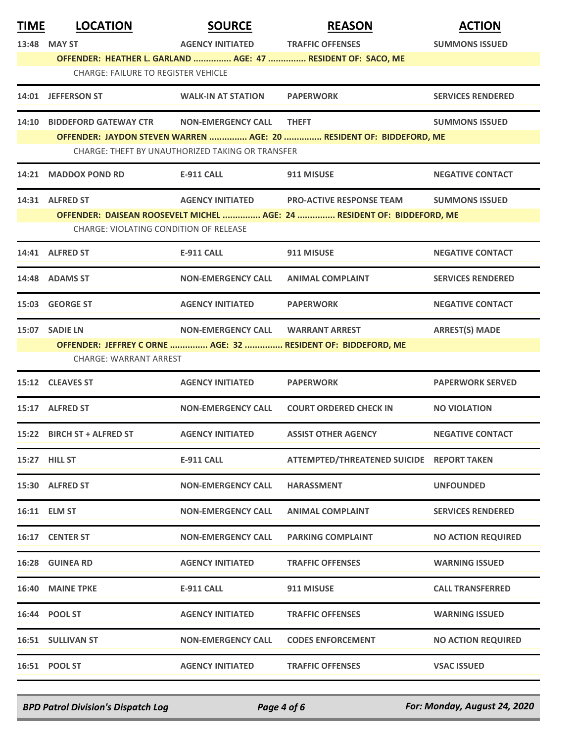| TIME | LOCATION | SOURCE | REASON | ACTION |
|---|---|---|---|---|
| 13:48 | MAY ST | AGENCY INITIATED | TRAFFIC OFFENSES | SUMMONS ISSUED |
| | OFFENDER: HEATHER L. GARLAND ............... AGE: 47 ............... RESIDENT OF: SACO, ME | | | |
| | CHARGE: FAILURE TO REGISTER VEHICLE | | | |
| 14:01 | JEFFERSON ST | WALK-IN AT STATION | PAPERWORK | SERVICES RENDERED |
| 14:10 | BIDDEFORD GATEWAY CTR | NON-EMERGENCY CALL | THEFT | SUMMONS ISSUED |
| | OFFENDER: JAYDON STEVEN WARREN ............... AGE: 20 ............... RESIDENT OF: BIDDEFORD, ME | | | |
| | CHARGE: THEFT BY UNAUTHORIZED TAKING OR TRANSFER | | | |
| 14:21 | MADDOX POND RD | E-911 CALL | 911 MISUSE | NEGATIVE CONTACT |
| 14:31 | ALFRED ST | AGENCY INITIATED | PRO-ACTIVE RESPONSE TEAM | SUMMONS ISSUED |
| | OFFENDER: DAISEAN ROOSEVELT MICHEL ............... AGE: 24 ............... RESIDENT OF: BIDDEFORD, ME | | | |
| | CHARGE: VIOLATING CONDITION OF RELEASE | | | |
| 14:41 | ALFRED ST | E-911 CALL | 911 MISUSE | NEGATIVE CONTACT |
| 14:48 | ADAMS ST | NON-EMERGENCY CALL | ANIMAL COMPLAINT | SERVICES RENDERED |
| 15:03 | GEORGE ST | AGENCY INITIATED | PAPERWORK | NEGATIVE CONTACT |
| 15:07 | SADIE LN | NON-EMERGENCY CALL | WARRANT ARREST | ARREST(S) MADE |
| | OFFENDER: JEFFREY C ORNE ............... AGE: 32 ............... RESIDENT OF: BIDDEFORD, ME | | | |
| | CHARGE: WARRANT ARREST | | | |
| 15:12 | CLEAVES ST | AGENCY INITIATED | PAPERWORK | PAPERWORK SERVED |
| 15:17 | ALFRED ST | NON-EMERGENCY CALL | COURT ORDERED CHECK IN | NO VIOLATION |
| 15:22 | BIRCH ST + ALFRED ST | AGENCY INITIATED | ASSIST OTHER AGENCY | NEGATIVE CONTACT |
| 15:27 | HILL ST | E-911 CALL | ATTEMPTED/THREATENED SUICIDE | REPORT TAKEN |
| 15:30 | ALFRED ST | NON-EMERGENCY CALL | HARASSMENT | UNFOUNDED |
| 16:11 | ELM ST | NON-EMERGENCY CALL | ANIMAL COMPLAINT | SERVICES RENDERED |
| 16:17 | CENTER ST | NON-EMERGENCY CALL | PARKING COMPLAINT | NO ACTION REQUIRED |
| 16:28 | GUINEA RD | AGENCY INITIATED | TRAFFIC OFFENSES | WARNING ISSUED |
| 16:40 | MAINE TPKE | E-911 CALL | 911 MISUSE | CALL TRANSFERRED |
| 16:44 | POOL ST | AGENCY INITIATED | TRAFFIC OFFENSES | WARNING ISSUED |
| 16:51 | SULLIVAN ST | NON-EMERGENCY CALL | CODES ENFORCEMENT | NO ACTION REQUIRED |
| 16:51 | POOL ST | AGENCY INITIATED | TRAFFIC OFFENSES | VSAC ISSUED |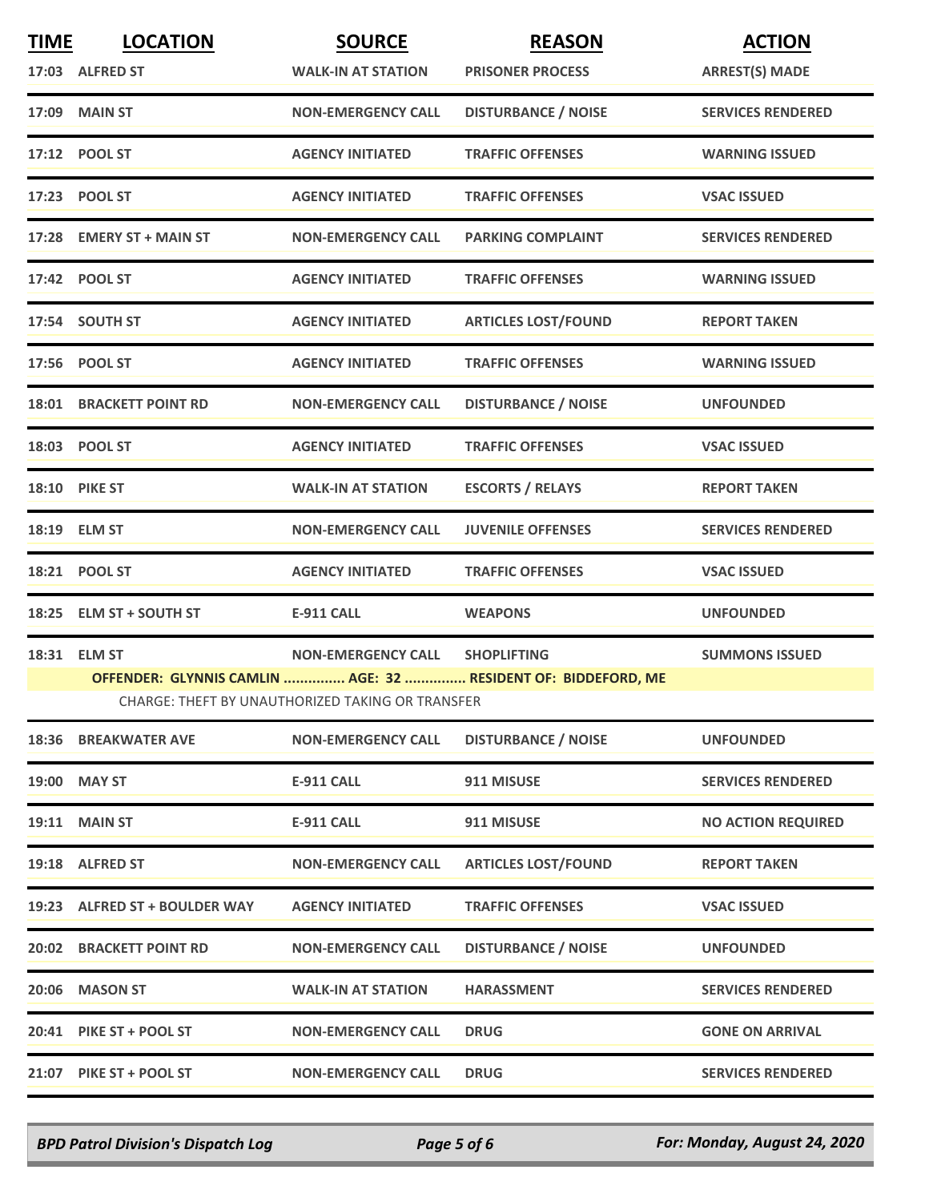| TIME | LOCATION | SOURCE | REASON | ACTION |
|---|---|---|---|---|
| 17:03 | ALFRED ST | WALK-IN AT STATION | PRISONER PROCESS | ARREST(S) MADE |
| 17:09 | MAIN ST | NON-EMERGENCY CALL | DISTURBANCE / NOISE | SERVICES RENDERED |
| 17:12 | POOL ST | AGENCY INITIATED | TRAFFIC OFFENSES | WARNING ISSUED |
| 17:23 | POOL ST | AGENCY INITIATED | TRAFFIC OFFENSES | VSAC ISSUED |
| 17:28 | EMERY ST + MAIN ST | NON-EMERGENCY CALL | PARKING COMPLAINT | SERVICES RENDERED |
| 17:42 | POOL ST | AGENCY INITIATED | TRAFFIC OFFENSES | WARNING ISSUED |
| 17:54 | SOUTH ST | AGENCY INITIATED | ARTICLES LOST/FOUND | REPORT TAKEN |
| 17:56 | POOL ST | AGENCY INITIATED | TRAFFIC OFFENSES | WARNING ISSUED |
| 18:01 | BRACKETT POINT RD | NON-EMERGENCY CALL | DISTURBANCE / NOISE | UNFOUNDED |
| 18:03 | POOL ST | AGENCY INITIATED | TRAFFIC OFFENSES | VSAC ISSUED |
| 18:10 | PIKE ST | WALK-IN AT STATION | ESCORTS / RELAYS | REPORT TAKEN |
| 18:19 | ELM ST | NON-EMERGENCY CALL | JUVENILE OFFENSES | SERVICES RENDERED |
| 18:21 | POOL ST | AGENCY INITIATED | TRAFFIC OFFENSES | VSAC ISSUED |
| 18:25 | ELM ST + SOUTH ST | E-911 CALL | WEAPONS | UNFOUNDED |
| 18:31 | ELM ST | NON-EMERGENCY CALL | SHOPLIFTING | SUMMONS ISSUED |
| | OFFENDER: GLYNNIS CAMLIN ............... AGE: 32 ............... RESIDENT OF: BIDDEFORD, ME | | | |
| | CHARGE: THEFT BY UNAUTHORIZED TAKING OR TRANSFER | | | |
| 18:36 | BREAKWATER AVE | NON-EMERGENCY CALL | DISTURBANCE / NOISE | UNFOUNDED |
| 19:00 | MAY ST | E-911 CALL | 911 MISUSE | SERVICES RENDERED |
| 19:11 | MAIN ST | E-911 CALL | 911 MISUSE | NO ACTION REQUIRED |
| 19:18 | ALFRED ST | NON-EMERGENCY CALL | ARTICLES LOST/FOUND | REPORT TAKEN |
| 19:23 | ALFRED ST + BOULDER WAY | AGENCY INITIATED | TRAFFIC OFFENSES | VSAC ISSUED |
| 20:02 | BRACKETT POINT RD | NON-EMERGENCY CALL | DISTURBANCE / NOISE | UNFOUNDED |
| 20:06 | MASON ST | WALK-IN AT STATION | HARASSMENT | SERVICES RENDERED |
| 20:41 | PIKE ST + POOL ST | NON-EMERGENCY CALL | DRUG | GONE ON ARRIVAL |
| 21:07 | PIKE ST + POOL ST | NON-EMERGENCY CALL | DRUG | SERVICES RENDERED |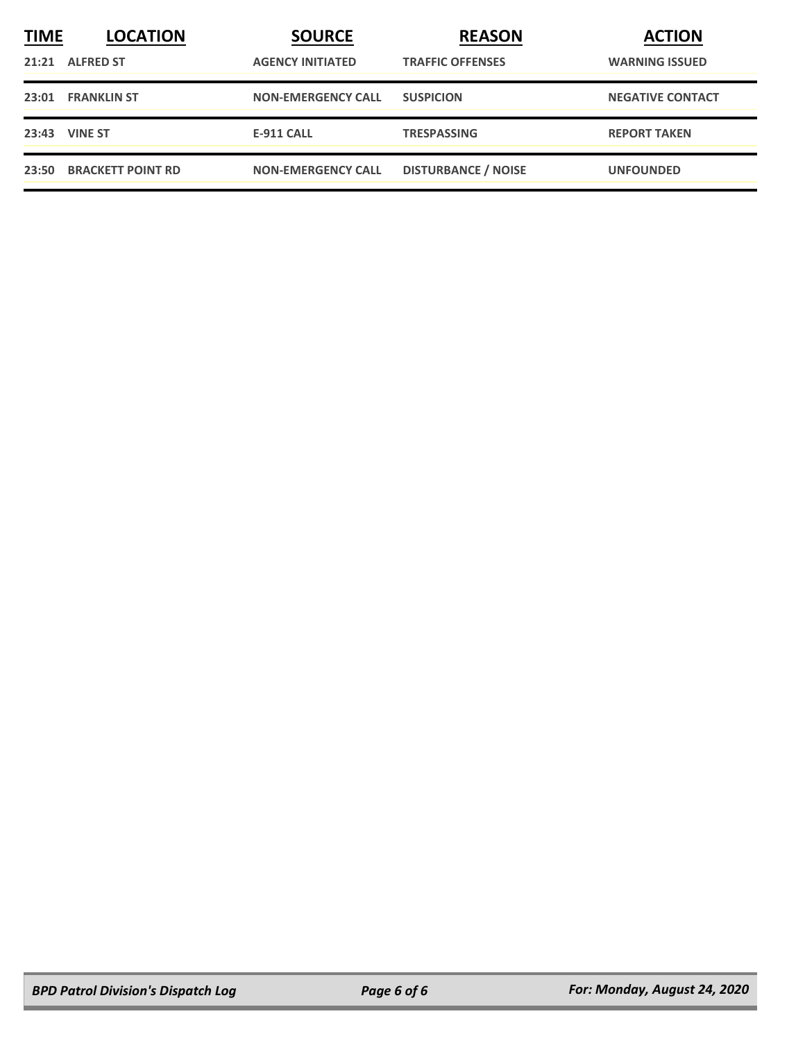| TIME | LOCATION | SOURCE | REASON | ACTION |
| --- | --- | --- | --- | --- |
| 21:21 | ALFRED ST | AGENCY INITIATED | TRAFFIC OFFENSES | WARNING ISSUED |
| 23:01 | FRANKLIN ST | NON-EMERGENCY CALL | SUSPICION | NEGATIVE CONTACT |
| 23:43 | VINE ST | E-911 CALL | TRESPASSING | REPORT TAKEN |
| 23:50 | BRACKETT POINT RD | NON-EMERGENCY CALL | DISTURBANCE / NOISE | UNFOUNDED |